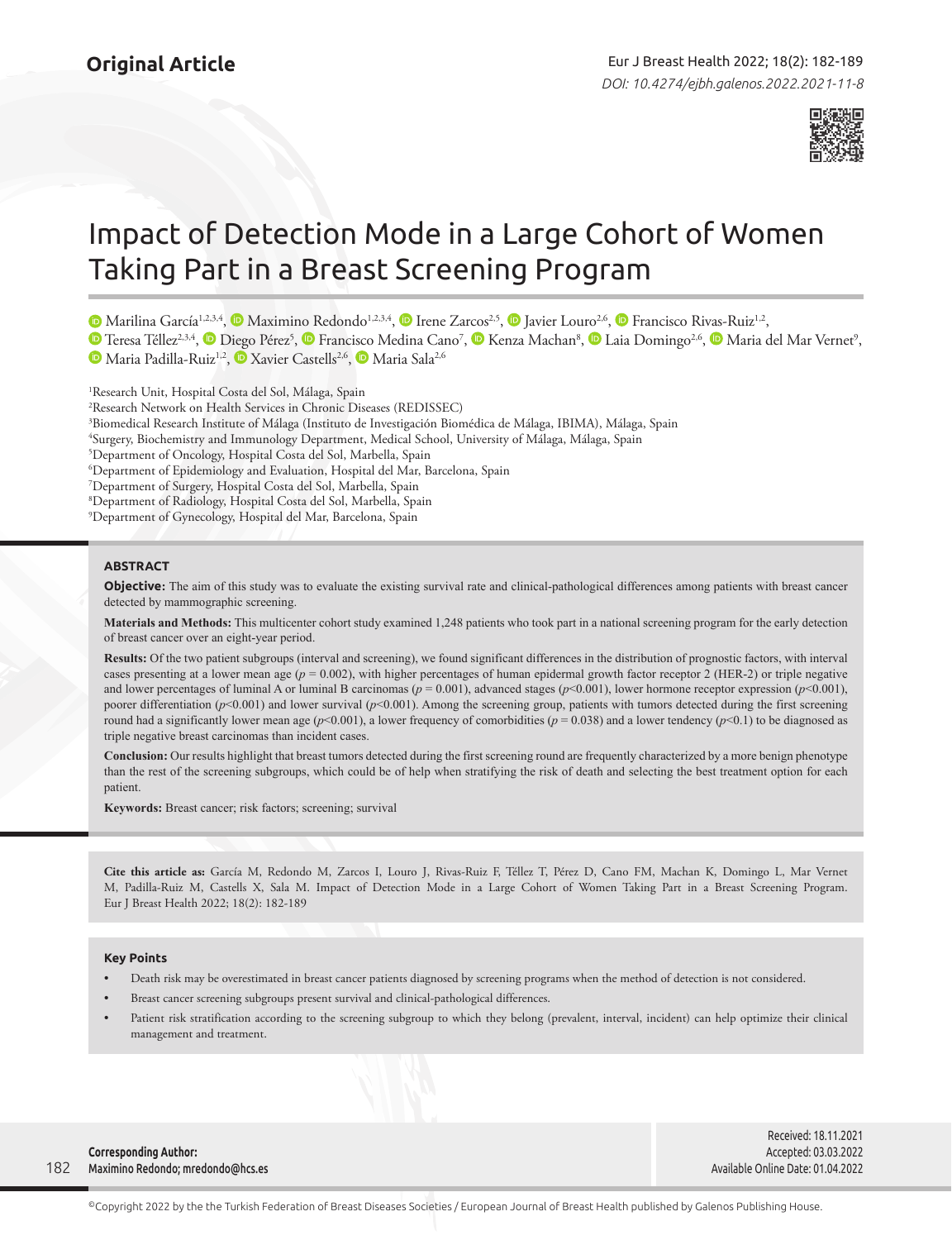Original Article

# Impact of Detection Mode in a Large Cohort of Women Taking Part in a Breast Screening Program

Marilina García[1,2,3,4], Maximino Redondo[1,2,3,4], Irene Zarcos[2,5], Javier Louro[2,6], Francisco Rivas-Ruiz[1,2], Teresa Téllez[2,3,4], Diego Pérez[5], Francisco Medina Cano[7], Kenza Machan[8], Laia Domingo[2,6], Maria del Mar Vernet[9], Maria Padilla-Ruiz[1,2], Xavier Castells[2,6], Maria Sala[2,6]

[1]Research Unit, Hospital Costa del Sol, Málaga, Spain
[2]Research Network on Health Services in Chronic Diseases (REDISSEC)
[3]Biomedical Research Institute of Málaga (Instituto de Investigación Biomédica de Málaga, IBIMA), Málaga, Spain
[4]Surgery, Biochemistry and Immunology Department, Medical School, University of Málaga, Málaga, Spain
[5]Department of Oncology, Hospital Costa del Sol, Marbella, Spain
[6]Department of Epidemiology and Evaluation, Hospital del Mar, Barcelona, Spain
[7]Department of Surgery, Hospital Costa del Sol, Marbella, Spain
[8]Department of Radiology, Hospital Costa del Sol, Marbella, Spain
[9]Department of Gynecology, Hospital del Mar, Barcelona, Spain

## ABSTRACT

**Objective:** The aim of this study was to evaluate the existing survival rate and clinical-pathological differences among patients with breast cancer detected by mammographic screening.

**Materials and Methods:** This multicenter cohort study examined 1,248 patients who took part in a national screening program for the early detection of breast cancer over an eight-year period.

**Results:** Of the two patient subgroups (interval and screening), we found significant differences in the distribution of prognostic factors, with interval cases presenting at a lower mean age ($p = 0.002$), with higher percentages of human epidermal growth factor receptor 2 (HER-2) or triple negative and lower percentages of luminal A or luminal B carcinomas ($p = 0.001$), advanced stages ($p<0.001$), lower hormone receptor expression ($p<0.001$), poorer differentiation ($p<0.001$) and lower survival ($p<0.001$). Among the screening group, patients with tumors detected during the first screening round had a significantly lower mean age ($p<0.001$), a lower frequency of comorbidities ($p = 0.038$) and a lower tendency ($p<0.1$) to be diagnosed as triple negative breast carcinomas than incident cases.

**Conclusion:** Our results highlight that breast tumors detected during the first screening round are frequently characterized by a more benign phenotype than the rest of the screening subgroups, which could be of help when stratifying the risk of death and selecting the best treatment option for each patient.

**Keywords:** Breast cancer; risk factors; screening; survival

**Cite this article as:** García M, Redondo M, Zarcos I, Louro J, Rivas-Ruiz F, Téllez T, Pérez D, Cano FM, Machan K, Domingo L, Mar Vernet M, Padilla-Ruiz M, Castells X, Sala M. Impact of Detection Mode in a Large Cohort of Women Taking Part in a Breast Screening Program. Eur J Breast Health 2022; 18(2): 182-189

### Key Points

- Death risk may be overestimated in breast cancer patients diagnosed by screening programs when the method of detection is not considered.
- Breast cancer screening subgroups present survival and clinical-pathological differences.
- Patient risk stratification according to the screening subgroup to which they belong (prevalent, interval, incident) can help optimize their clinical management and treatment.

**Corresponding Author:**
Maximino Redondo; mredondo@hcs.es

Received: 18.11.2021
Accepted: 03.03.2022
Available Online Date: 01.04.2022

©Copyright 2022 by the the Turkish Federation of Breast Diseases Societies / European Journal of Breast Health published by Galenos Publishing House.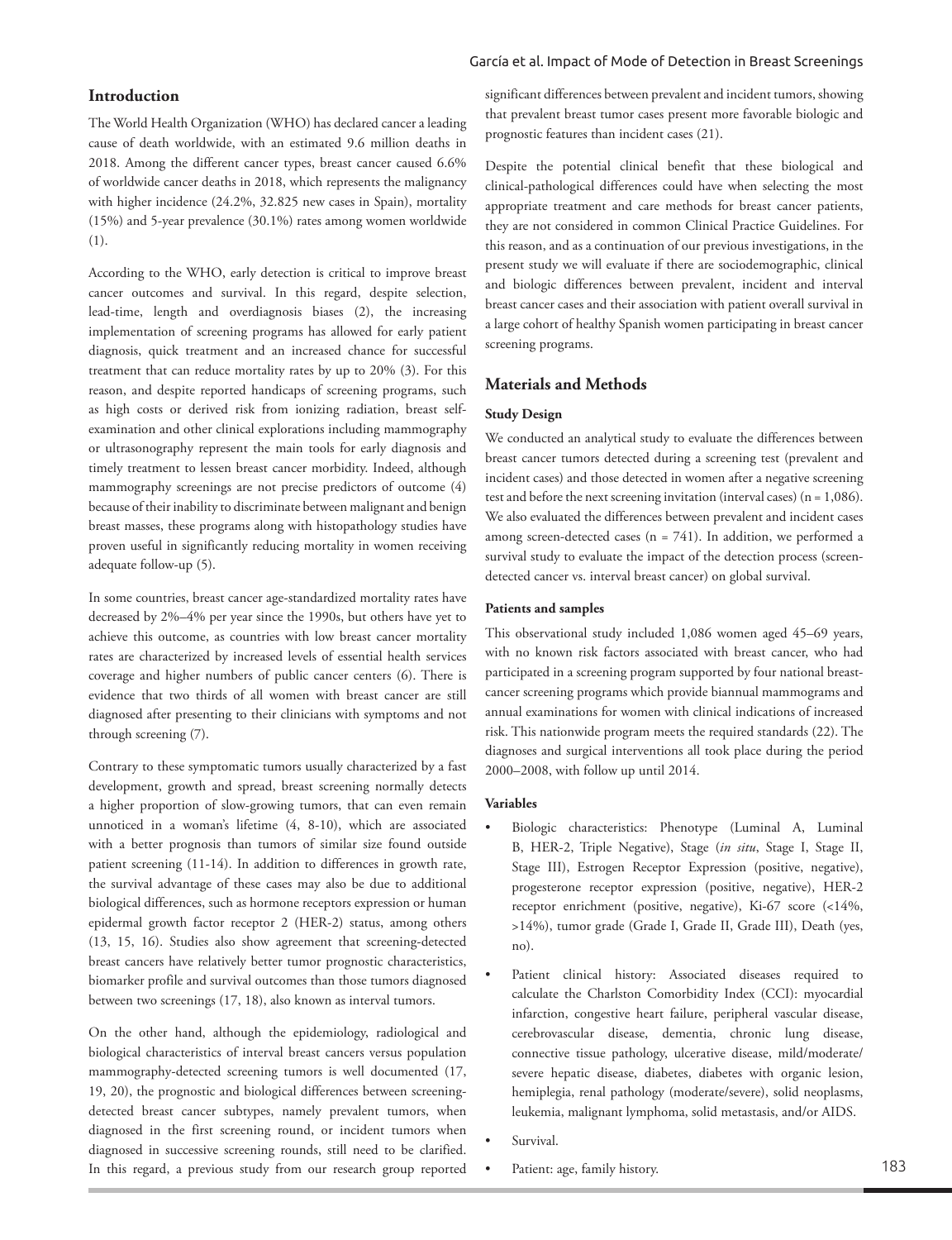## Introduction

The World Health Organization (WHO) has declared cancer a leading cause of death worldwide, with an estimated 9.6 million deaths in 2018. Among the different cancer types, breast cancer caused 6.6% of worldwide cancer deaths in 2018, which represents the malignancy with higher incidence (24.2%, 32.825 new cases in Spain), mortality (15%) and 5-year prevalence (30.1%) rates among women worldwide (1).

According to the WHO, early detection is critical to improve breast cancer outcomes and survival. In this regard, despite selection, lead-time, length and overdiagnosis biases (2), the increasing implementation of screening programs has allowed for early patient diagnosis, quick treatment and an increased chance for successful treatment that can reduce mortality rates by up to 20% (3). For this reason, and despite reported handicaps of screening programs, such as high costs or derived risk from ionizing radiation, breast self-examination and other clinical explorations including mammography or ultrasonography represent the main tools for early diagnosis and timely treatment to lessen breast cancer morbidity. Indeed, although mammography screenings are not precise predictors of outcome (4) because of their inability to discriminate between malignant and benign breast masses, these programs along with histopathology studies have proven useful in significantly reducing mortality in women receiving adequate follow-up (5).

In some countries, breast cancer age-standardized mortality rates have decreased by 2%–4% per year since the 1990s, but others have yet to achieve this outcome, as countries with low breast cancer mortality rates are characterized by increased levels of essential health services coverage and higher numbers of public cancer centers (6). There is evidence that two thirds of all women with breast cancer are still diagnosed after presenting to their clinicians with symptoms and not through screening (7).

Contrary to these symptomatic tumors usually characterized by a fast development, growth and spread, breast screening normally detects a higher proportion of slow-growing tumors, that can even remain unnoticed in a woman's lifetime (4, 8-10), which are associated with a better prognosis than tumors of similar size found outside patient screening (11-14). In addition to differences in growth rate, the survival advantage of these cases may also be due to additional biological differences, such as hormone receptors expression or human epidermal growth factor receptor 2 (HER-2) status, among others (13, 15, 16). Studies also show agreement that screening-detected breast cancers have relatively better tumor prognostic characteristics, biomarker profile and survival outcomes than those tumors diagnosed between two screenings (17, 18), also known as interval tumors.

On the other hand, although the epidemiology, radiological and biological characteristics of interval breast cancers versus population mammography-detected screening tumors is well documented (17, 19, 20), the prognostic and biological differences between screening-detected breast cancer subtypes, namely prevalent tumors, when diagnosed in the first screening round, or incident tumors when diagnosed in successive screening rounds, still need to be clarified. In this regard, a previous study from our research group reported significant differences between prevalent and incident tumors, showing that prevalent breast tumor cases present more favorable biologic and prognostic features than incident cases (21).

Despite the potential clinical benefit that these biological and clinical-pathological differences could have when selecting the most appropriate treatment and care methods for breast cancer patients, they are not considered in common Clinical Practice Guidelines. For this reason, and as a continuation of our previous investigations, in the present study we will evaluate if there are sociodemographic, clinical and biologic differences between prevalent, incident and interval breast cancer cases and their association with patient overall survival in a large cohort of healthy Spanish women participating in breast cancer screening programs.

## Materials and Methods

### Study Design

We conducted an analytical study to evaluate the differences between breast cancer tumors detected during a screening test (prevalent and incident cases) and those detected in women after a negative screening test and before the next screening invitation (interval cases) (n = 1,086). We also evaluated the differences between prevalent and incident cases among screen-detected cases (n = 741). In addition, we performed a survival study to evaluate the impact of the detection process (screen-detected cancer vs. interval breast cancer) on global survival.

### Patients and samples

This observational study included 1,086 women aged 45–69 years, with no known risk factors associated with breast cancer, who had participated in a screening program supported by four national breast-cancer screening programs which provide biannual mammograms and annual examinations for women with clinical indications of increased risk. This nationwide program meets the required standards (22). The diagnoses and surgical interventions all took place during the period 2000–2008, with follow up until 2014.

### Variables

- Biologic characteristics: Phenotype (Luminal A, Luminal B, HER-2, Triple Negative), Stage (*in situ*, Stage I, Stage II, Stage III), Estrogen Receptor Expression (positive, negative), progesterone receptor expression (positive, negative), HER-2 receptor enrichment (positive, negative), Ki-67 score (<14%, >14%), tumor grade (Grade I, Grade II, Grade III), Death (yes, no).
- Patient clinical history: Associated diseases required to calculate the Charlston Comorbidity Index (CCI): myocardial infarction, congestive heart failure, peripheral vascular disease, cerebrovascular disease, dementia, chronic lung disease, connective tissue pathology, ulcerative disease, mild/moderate/severe hepatic disease, diabetes, diabetes with organic lesion, hemiplegia, renal pathology (moderate/severe), solid neoplasms, leukemia, malignant lymphoma, solid metastasis, and/or AIDS.
- Survival.
- Patient: age, family history.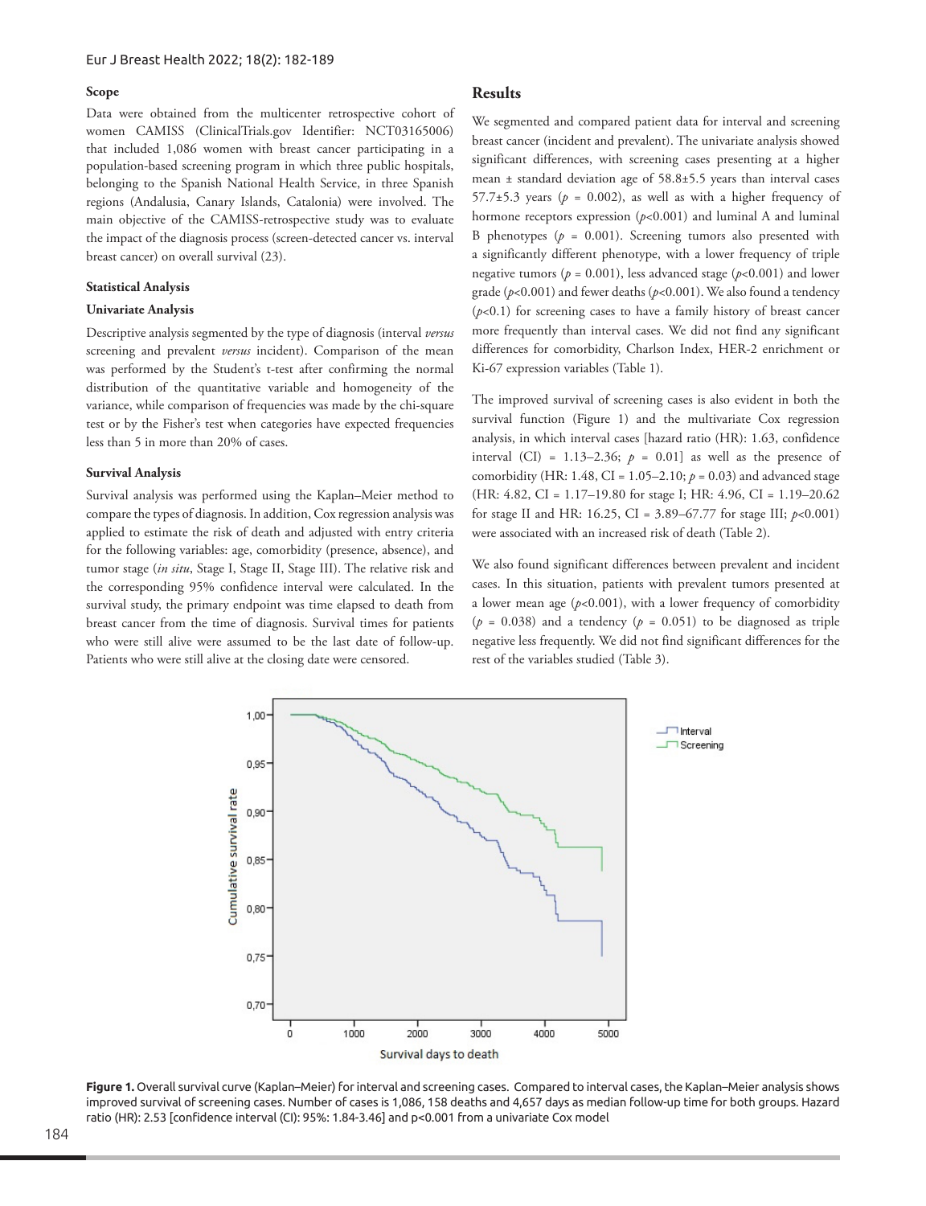### Scope

Data were obtained from the multicenter retrospective cohort of women CAMISS (ClinicalTrials.gov Identifier: NCT03165006) that included 1,086 women with breast cancer participating in a population-based screening program in which three public hospitals, belonging to the Spanish National Health Service, in three Spanish regions (Andalusia, Canary Islands, Catalonia) were involved. The main objective of the CAMISS-retrospective study was to evaluate the impact of the diagnosis process (screen-detected cancer vs. interval breast cancer) on overall survival (23).

### Statistical Analysis

#### Univariate Analysis

Descriptive analysis segmented by the type of diagnosis (interval *versus* screening and prevalent *versus* incident). Comparison of the mean was performed by the Student's t-test after confirming the normal distribution of the quantitative variable and homogeneity of the variance, while comparison of frequencies was made by the chi-square test or by the Fisher's test when categories have expected frequencies less than 5 in more than 20% of cases.

#### Survival Analysis

Survival analysis was performed using the Kaplan–Meier method to compare the types of diagnosis. In addition, Cox regression analysis was applied to estimate the risk of death and adjusted with entry criteria for the following variables: age, comorbidity (presence, absence), and tumor stage (*in situ*, Stage I, Stage II, Stage III). The relative risk and the corresponding 95% confidence interval were calculated. In the survival study, the primary endpoint was time elapsed to death from breast cancer from the time of diagnosis. Survival times for patients who were still alive were assumed to be the last date of follow-up. Patients who were still alive at the closing date were censored.

## Results

We segmented and compared patient data for interval and screening breast cancer (incident and prevalent). The univariate analysis showed significant differences, with screening cases presenting at a higher mean ± standard deviation age of 58.8±5.5 years than interval cases 57.7±5.3 years ($p$ = 0.002), as well as with a higher frequency of hormone receptors expression ($p$<0.001) and luminal A and luminal B phenotypes ($p$ = 0.001). Screening tumors also presented with a significantly different phenotype, with a lower frequency of triple negative tumors ($p$ = 0.001), less advanced stage ($p$<0.001) and lower grade ($p$<0.001) and fewer deaths ($p$<0.001). We also found a tendency ($p$<0.1) for screening cases to have a family history of breast cancer more frequently than interval cases. We did not find any significant differences for comorbidity, Charlson Index, HER-2 enrichment or Ki-67 expression variables (Table 1).

The improved survival of screening cases is also evident in both the survival function (Figure 1) and the multivariate Cox regression analysis, in which interval cases [hazard ratio (HR): 1.63, confidence interval (CI) = 1.13–2.36; $p$ = 0.01] as well as the presence of comorbidity (HR: 1.48, CI = 1.05–2.10; $p$ = 0.03) and advanced stage (HR: 4.82, CI = 1.17–19.80 for stage I; HR: 4.96, CI = 1.19–20.62 for stage II and HR: 16.25, CI = 3.89–67.77 for stage III; $p$<0.001) were associated with an increased risk of death (Table 2).

We also found significant differences between prevalent and incident cases. In this situation, patients with prevalent tumors presented at a lower mean age ($p$<0.001), with a lower frequency of comorbidity ($p$ = 0.038) and a tendency ($p$ = 0.051) to be diagnosed as triple negative less frequently. We did not find significant differences for the rest of the variables studied (Table 3).

**Figure 1.** Overall survival curve (Kaplan–Meier) for interval and screening cases. Compared to interval cases, the Kaplan–Meier analysis shows improved survival of screening cases. Number of cases is 1,086, 158 deaths and 4,657 days as median follow-up time for both groups. Hazard ratio (HR): 2.53 [confidence interval (CI): 95%: 1.84-3.46] and p<0.001 from a univariate Cox model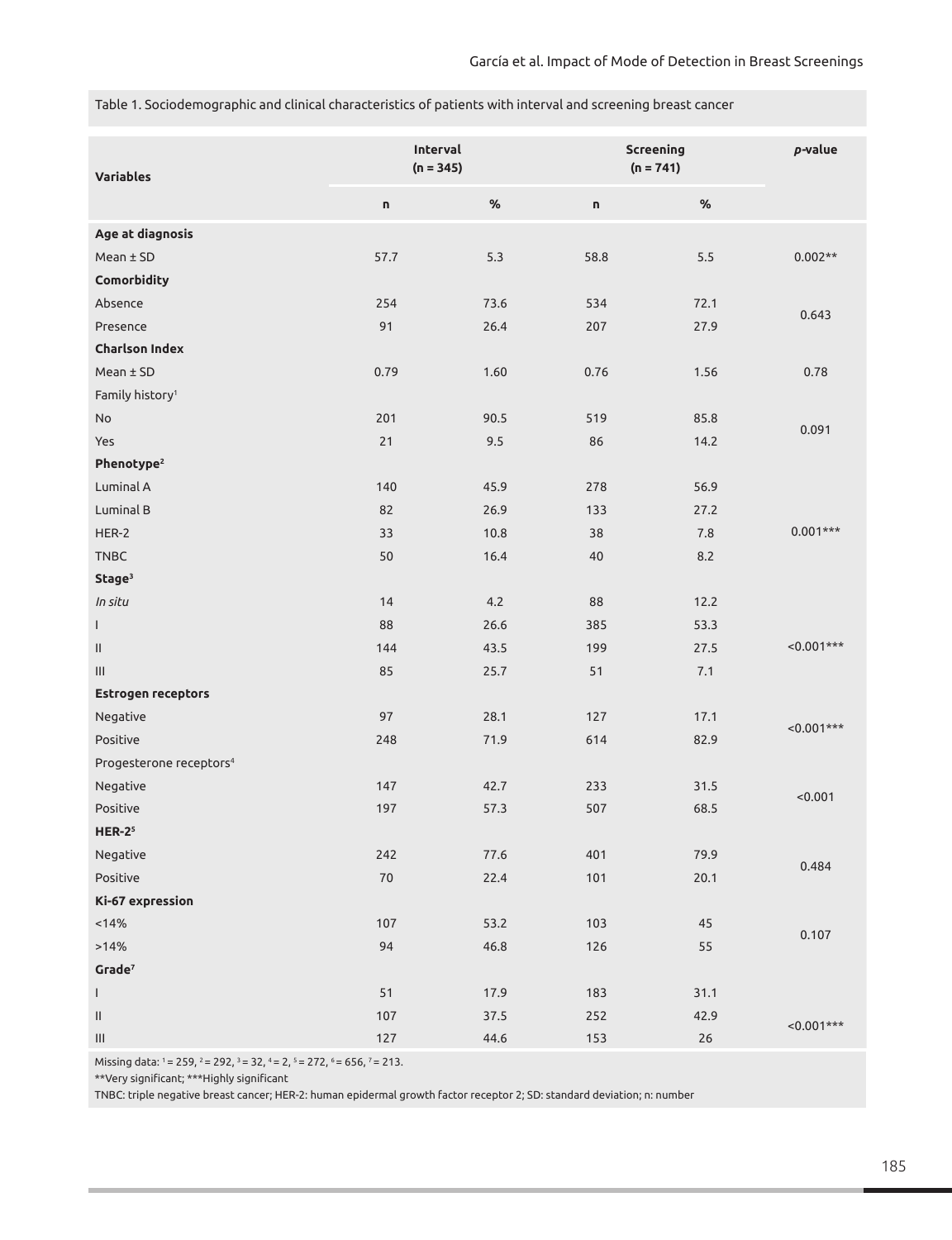Table 1. Sociodemographic and clinical characteristics of patients with interval and screening breast cancer

| Variables | Interval (n = 345) | | Screening (n = 741) | | *p*-value |
|---|---|---|---|---|---|
| | n | % | n | % | |
| **Age at diagnosis** | | | | | |
| Mean ± SD | 57.7 | 5.3 | 58.8 | 5.5 | 0.002** |
| **Comorbidity** | | | | | |
| Absence | 254 | 73.6 | 534 | 72.1 | 0.643 |
| Presence | 91 | 26.4 | 207 | 27.9 | |
| **Charlson Index** | | | | | |
| Mean ± SD | 0.79 | 1.60 | 0.76 | 1.56 | 0.78 |
| Family history[1] | | | | | |
| No | 201 | 90.5 | 519 | 85.8 | 0.091 |
| Yes | 21 | 9.5 | 86 | 14.2 | |
| **Phenotype[2]** | | | | | |
| Luminal A | 140 | 45.9 | 278 | 56.9 | 0.001*** |
| Luminal B | 82 | 26.9 | 133 | 27.2 | |
| HER-2 | 33 | 10.8 | 38 | 7.8 | |
| TNBC | 50 | 16.4 | 40 | 8.2 | |
| **Stage[3]** | | | | | |
| *In situ* | 14 | 4.2 | 88 | 12.2 | <0.001*** |
| I | 88 | 26.6 | 385 | 53.3 | |
| II | 144 | 43.5 | 199 | 27.5 | |
| III | 85 | 25.7 | 51 | 7.1 | |
| **Estrogen receptors** | | | | | |
| Negative | 97 | 28.1 | 127 | 17.1 | <0.001*** |
| Positive | 248 | 71.9 | 614 | 82.9 | |
| Progesterone receptors[4] | | | | | |
| Negative | 147 | 42.7 | 233 | 31.5 | <0.001 |
| Positive | 197 | 57.3 | 507 | 68.5 | |
| **HER-2[5]** | | | | | |
| Negative | 242 | 77.6 | 401 | 79.9 | 0.484 |
| Positive | 70 | 22.4 | 101 | 20.1 | |
| **Ki-67 expression** | | | | | |
| <14% | 107 | 53.2 | 103 | 45 | 0.107 |
| >14% | 94 | 46.8 | 126 | 55 | |
| **Grade[7]** | | | | | |
| I | 51 | 17.9 | 183 | 31.1 | <0.001*** |
| II | 107 | 37.5 | 252 | 42.9 | |
| III | 127 | 44.6 | 153 | 26 | |

Missing data: [1] = 259, [2] = 292, [3] = 32, [4] = 2, [5] = 272, [6] = 656, [7] = 213.

**Very significant; ***Highly significant

TNBC: triple negative breast cancer; HER-2: human epidermal growth factor receptor 2; SD: standard deviation; n: number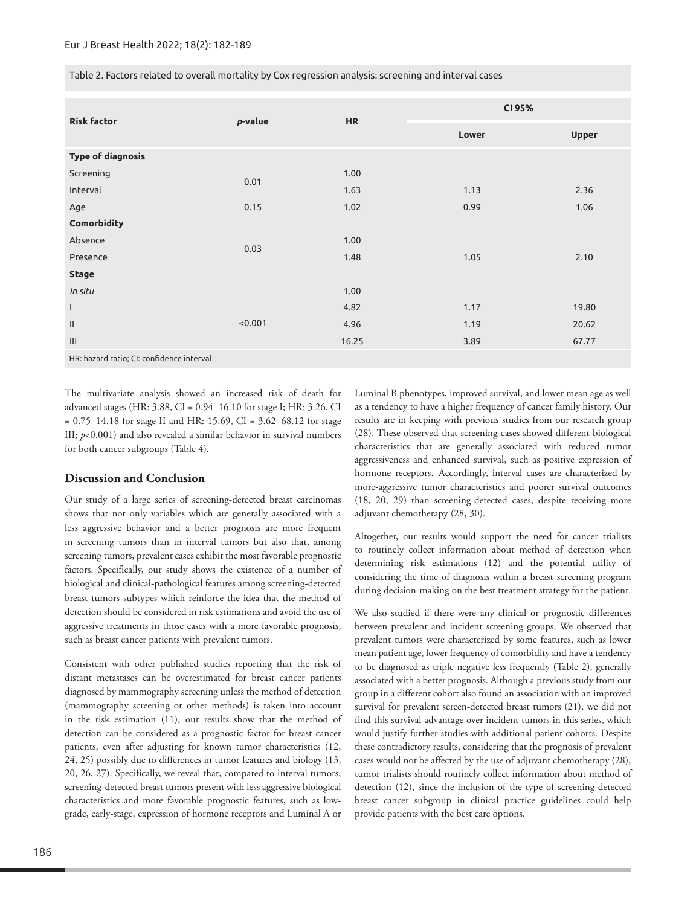Table 2. Factors related to overall mortality by Cox regression analysis: screening and interval cases

| Risk factor | *p*-value | HR | CI 95% | |
|---|---|---|---|---|
| | | | Lower | Upper |
| **Type of diagnosis** | | | | |
| Screening | 0.01 | 1.00 | | |
| Interval | | 1.63 | 1.13 | 2.36 |
| Age | 0.15 | 1.02 | 0.99 | 1.06 |
| **Comorbidity** | | | | |
| Absence | 0.03 | 1.00 | | |
| Presence | | 1.48 | 1.05 | 2.10 |
| **Stage** | | | | |
| *In situ* | <0.001 | 1.00 | | |
| I | | 4.82 | 1.17 | 19.80 |
| II | | 4.96 | 1.19 | 20.62 |
| III | | 16.25 | 3.89 | 67.77 |

HR: hazard ratio; CI: confidence interval

The multivariate analysis showed an increased risk of death for advanced stages (HR: 3.88, CI = 0.94–16.10 for stage I; HR: 3.26, CI = 0.75–14.18 for stage II and HR: 15.69, CI = 3.62–68.12 for stage III; $p<0.001$) and also revealed a similar behavior in survival numbers for both cancer subgroups (Table 4).

## Discussion and Conclusion

Our study of a large series of screening-detected breast carcinomas shows that not only variables which are generally associated with a less aggressive behavior and a better prognosis are more frequent in screening tumors than in interval tumors but also that, among screening tumors, prevalent cases exhibit the most favorable prognostic factors. Specifically, our study shows the existence of a number of biological and clinical-pathological features among screening-detected breast tumors subtypes which reinforce the idea that the method of detection should be considered in risk estimations and avoid the use of aggressive treatments in those cases with a more favorable prognosis, such as breast cancer patients with prevalent tumors.

Consistent with other published studies reporting that the risk of distant metastases can be overestimated for breast cancer patients diagnosed by mammography screening unless the method of detection (mammography screening or other methods) is taken into account in the risk estimation (11), our results show that the method of detection can be considered as a prognostic factor for breast cancer patients, even after adjusting for known tumor characteristics (12, 24, 25) possibly due to differences in tumor features and biology (13, 20, 26, 27). Specifically, we reveal that, compared to interval tumors, screening-detected breast tumors present with less aggressive biological characteristics and more favorable prognostic features, such as low-grade, early-stage, expression of hormone receptors and Luminal A or Luminal B phenotypes, improved survival, and lower mean age as well as a tendency to have a higher frequency of cancer family history. Our results are in keeping with previous studies from our research group (28). These observed that screening cases showed different biological characteristics that are generally associated with reduced tumor aggressiveness and enhanced survival, such as positive expression of hormone receptors**.** Accordingly, interval cases are characterized by more-aggressive tumor characteristics and poorer survival outcomes (18, 20, 29) than screening-detected cases, despite receiving more adjuvant chemotherapy (28, 30).

Altogether, our results would support the need for cancer trialists to routinely collect information about method of detection when determining risk estimations (12) and the potential utility of considering the time of diagnosis within a breast screening program during decision-making on the best treatment strategy for the patient.

We also studied if there were any clinical or prognostic differences between prevalent and incident screening groups. We observed that prevalent tumors were characterized by some features, such as lower mean patient age, lower frequency of comorbidity and have a tendency to be diagnosed as triple negative less frequently (Table 2), generally associated with a better prognosis. Although a previous study from our group in a different cohort also found an association with an improved survival for prevalent screen-detected breast tumors (21), we did not find this survival advantage over incident tumors in this series, which would justify further studies with additional patient cohorts. Despite these contradictory results, considering that the prognosis of prevalent cases would not be affected by the use of adjuvant chemotherapy (28), tumor trialists should routinely collect information about method of detection (12), since the inclusion of the type of screening-detected breast cancer subgroup in clinical practice guidelines could help provide patients with the best care options.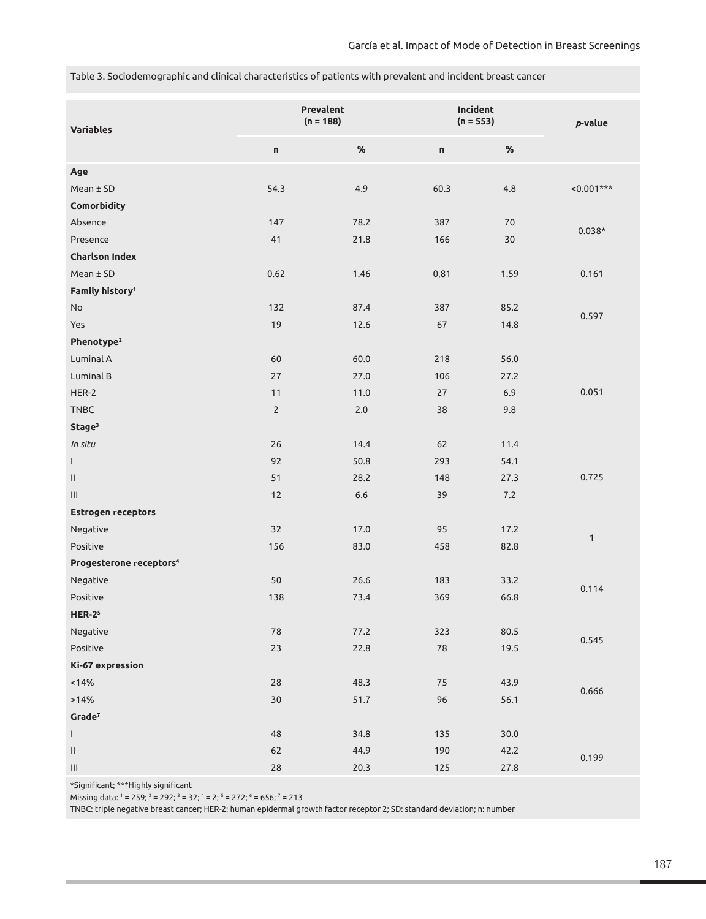Table 3. Sociodemographic and clinical characteristics of patients with prevalent and incident breast cancer

| Variables | Prevalent (n = 188) | | Incident (n = 553) | | *p*-value |
|---|---|---|---|---|---|
| | n | % | n | % | |
| **Age** | | | | | |
| Mean ± SD | 54.3 | 4.9 | 60.3 | 4.8 | <0.001*** |
| **Comorbidity** | | | | | |
| Absence | 147 | 78.2 | 387 | 70 | 0.038* |
| Presence | 41 | 21.8 | 166 | 30 | |
| **Charlson Index** | | | | | |
| Mean ± SD | 0.62 | 1.46 | 0,81 | 1.59 | 0.161 |
| **Family history**[1] | | | | | |
| No | 132 | 87.4 | 387 | 85.2 | 0.597 |
| Yes | 19 | 12.6 | 67 | 14.8 | |
| **Phenotype**[2] | | | | | |
| Luminal A | 60 | 60.0 | 218 | 56.0 | 0.051 |
| Luminal B | 27 | 27.0 | 106 | 27.2 | |
| HER-2 | 11 | 11.0 | 27 | 6.9 | |
| TNBC | 2 | 2.0 | 38 | 9.8 | |
| **Stage**[3] | | | | | |
| *In situ* | 26 | 14.4 | 62 | 11.4 | 0.725 |
| I | 92 | 50.8 | 293 | 54.1 | |
| II | 51 | 28.2 | 148 | 27.3 | |
| III | 12 | 6.6 | 39 | 7.2 | |
| **Estrogen receptors** | | | | | |
| Negative | 32 | 17.0 | 95 | 17.2 | 1 |
| Positive | 156 | 83.0 | 458 | 82.8 | |
| **Progesterone receptors**[4] | | | | | |
| Negative | 50 | 26.6 | 183 | 33.2 | 0.114 |
| Positive | 138 | 73.4 | 369 | 66.8 | |
| **HER-2**[5] | | | | | |
| Negative | 78 | 77.2 | 323 | 80.5 | 0.545 |
| Positive | 23 | 22.8 | 78 | 19.5 | |
| **Ki-67 expression** | | | | | |
| <14% | 28 | 48.3 | 75 | 43.9 | 0.666 |
| >14% | 30 | 51.7 | 96 | 56.1 | |
| **Grade**[7] | | | | | |
| I | 48 | 34.8 | 135 | 30.0 | 0.199 |
| II | 62 | 44.9 | 190 | 42.2 | |
| III | 28 | 20.3 | 125 | 27.8 | |

*Significant; ***Highly significant

Missing data: [1] = 259; [2] = 292; [3] = 32; [4] = 2; [5] = 272; [6] = 656; [7] = 213

TNBC: triple negative breast cancer; HER-2: human epidermal growth factor receptor 2; SD: standard deviation; n: number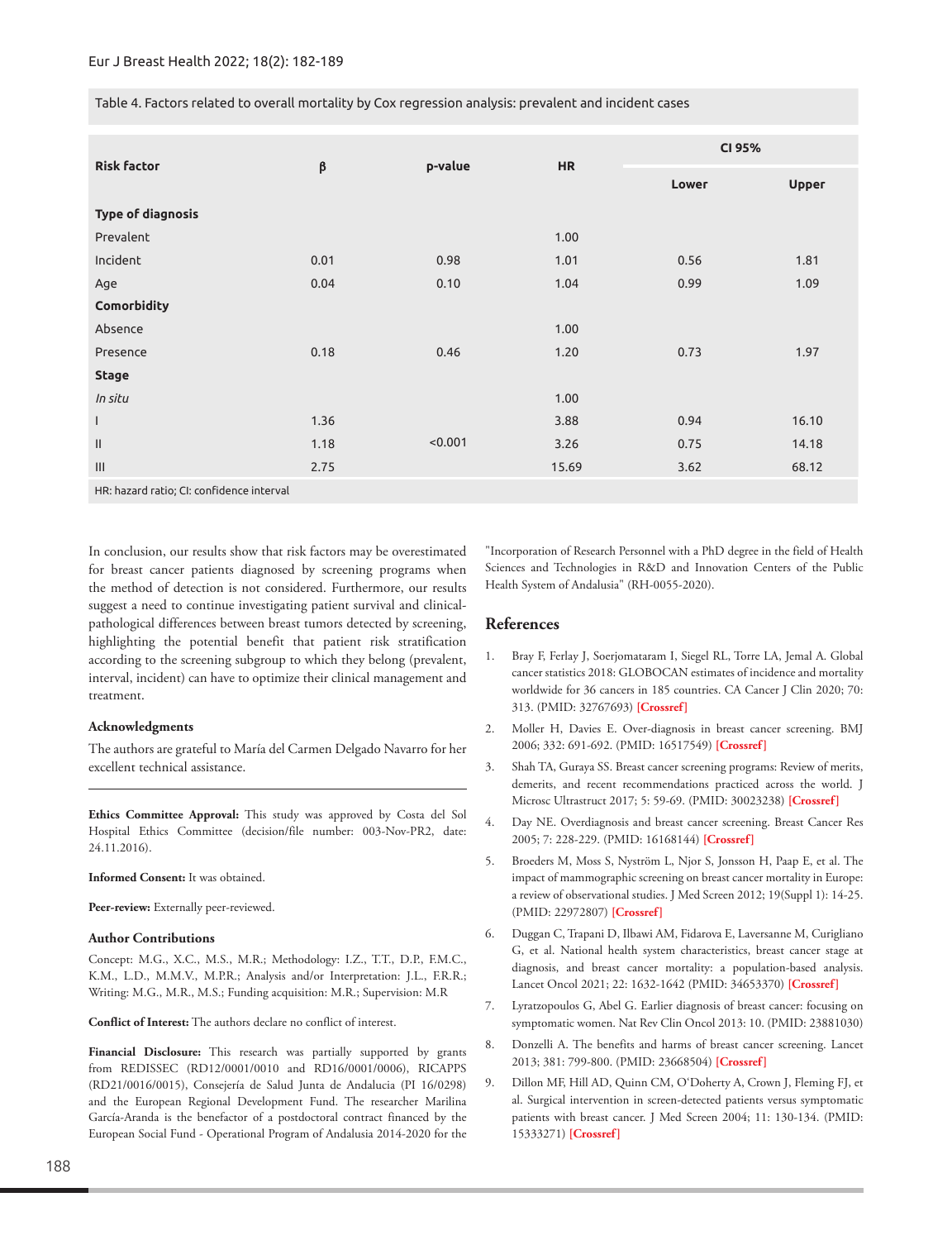Table 4. Factors related to overall mortality by Cox regression analysis: prevalent and incident cases

| Risk factor | β | p-value | HR | CI 95% | |
|---|---|---|---|---|---|
| | | | | Lower | Upper |
| **Type of diagnosis** | | | | | |
| Prevalent | | | 1.00 | | |
| Incident | 0.01 | 0.98 | 1.01 | 0.56 | 1.81 |
| Age | 0.04 | 0.10 | 1.04 | 0.99 | 1.09 |
| **Comorbidity** | | | | | |
| Absence | | | 1.00 | | |
| Presence | 0.18 | 0.46 | 1.20 | 0.73 | 1.97 |
| **Stage** | | | | | |
| *In situ* | | | 1.00 | | |
| I | 1.36 | | 3.88 | 0.94 | 16.10 |
| II | 1.18 | <0.001 | 3.26 | 0.75 | 14.18 |
| III | 2.75 | | 15.69 | 3.62 | 68.12 |

HR: hazard ratio; CI: confidence interval

In conclusion, our results show that risk factors may be overestimated for breast cancer patients diagnosed by screening programs when the method of detection is not considered. Furthermore, our results suggest a need to continue investigating patient survival and clinical-pathological differences between breast tumors detected by screening, highlighting the potential benefit that patient risk stratification according to the screening subgroup to which they belong (prevalent, interval, incident) can have to optimize their clinical management and treatment.

### Acknowledgments

The authors are grateful to María del Carmen Delgado Navarro for her excellent technical assistance.

**Ethics Committee Approval:** This study was approved by Costa del Sol Hospital Ethics Committee (decision/file number: 003-Nov-PR2, date: 24.11.2016).

**Informed Consent:** It was obtained.

**Peer-review:** Externally peer-reviewed.

### Author Contributions

Concept: M.G., X.C., M.S., M.R.; Methodology: I.Z., T.T., D.P., F.M.C., K.M., L.D., M.M.V., M.P.R.; Analysis and/or Interpretation: J.L., F.R.R.; Writing: M.G., M.R., M.S.; Funding acquisition: M.R.; Supervision: M.R

**Conflict of Interest:** The authors declare no conflict of interest.

**Financial Disclosure:** This research was partially supported by grants from REDISSEC (RD12/0001/0010 and RD16/0001/0006), RICAPPS (RD21/0016/0015), Consejería de Salud Junta de Andalucia (PI 16/0298) and the European Regional Development Fund. The researcher Marilina García-Aranda is the benefactor of a postdoctoral contract financed by the European Social Fund - Operational Program of Andalusia 2014-2020 for the "Incorporation of Research Personnel with a PhD degree in the field of Health Sciences and Technologies in R&D and Innovation Centers of the Public Health System of Andalusia" (RH-0055-2020).

## References

1. Bray F, Ferlay J, Soerjomataram I, Siegel RL, Torre LA, Jemal A. Global cancer statistics 2018: GLOBOCAN estimates of incidence and mortality worldwide for 36 cancers in 185 countries. CA Cancer J Clin 2020; 70: 313. (PMID: 32767693) [Crossref]
2. Moller H, Davies E. Over-diagnosis in breast cancer screening. BMJ 2006; 332: 691-692. (PMID: 16517549) [Crossref]
3. Shah TA, Guraya SS. Breast cancer screening programs: Review of merits, demerits, and recent recommendations practiced across the world. J Microsc Ultrastruct 2017; 5: 59-69. (PMID: 30023238) [Crossref]
4. Day NE. Overdiagnosis and breast cancer screening. Breast Cancer Res 2005; 7: 228-229. (PMID: 16168144) [Crossref]
5. Broeders M, Moss S, Nyström L, Njor S, Jonsson H, Paap E, et al. The impact of mammographic screening on breast cancer mortality in Europe: a review of observational studies. J Med Screen 2012; 19(Suppl 1): 14-25. (PMID: 22972807) [Crossref]
6. Duggan C, Trapani D, Ilbawi AM, Fidarova E, Laversanne M, Curigliano G, et al. National health system characteristics, breast cancer stage at diagnosis, and breast cancer mortality: a population-based analysis. Lancet Oncol 2021; 22: 1632-1642 (PMID: 34653370) [Crossref]
7. Lyratzopoulos G, Abel G. Earlier diagnosis of breast cancer: focusing on symptomatic women. Nat Rev Clin Oncol 2013: 10. (PMID: 23881030)
8. Donzelli A. The benefits and harms of breast cancer screening. Lancet 2013; 381: 799-800. (PMID: 23668504) [Crossref]
9. Dillon MF, Hill AD, Quinn CM, O'Doherty A, Crown J, Fleming FJ, et al. Surgical intervention in screen-detected patients versus symptomatic patients with breast cancer. J Med Screen 2004; 11: 130-134. (PMID: 15333271) [Crossref]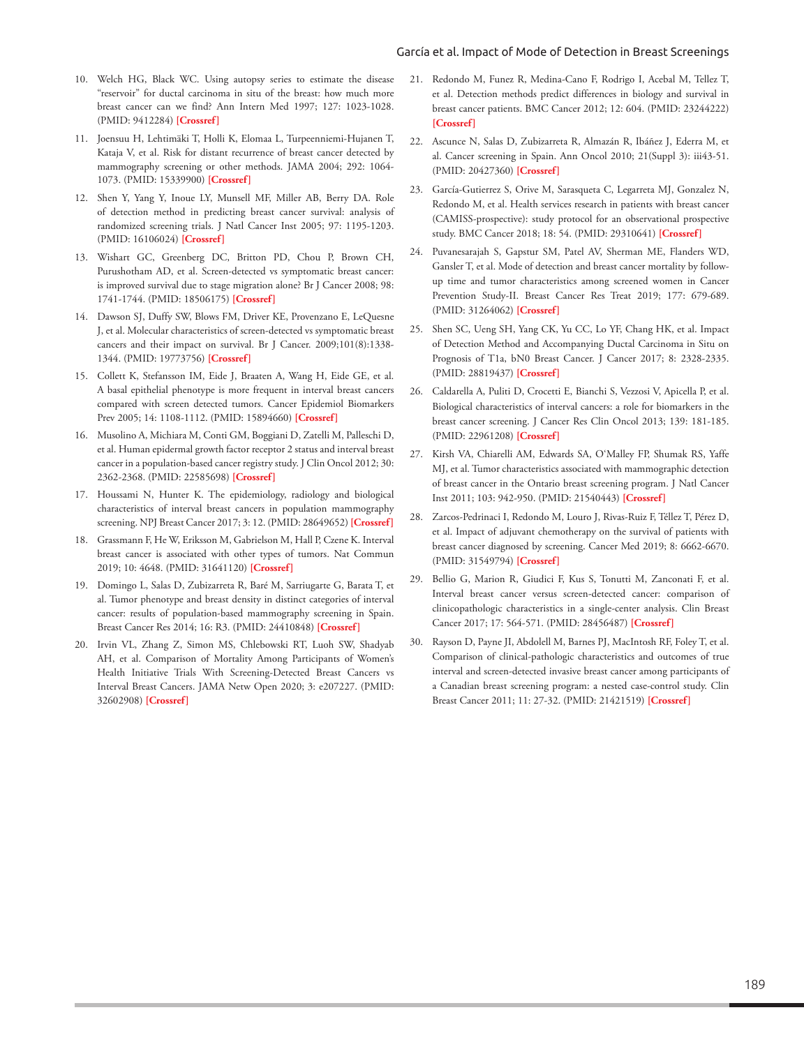10. Welch HG, Black WC. Using autopsy series to estimate the disease "reservoir" for ductal carcinoma in situ of the breast: how much more breast cancer can we find? Ann Intern Med 1997; 127: 1023-1028. (PMID: 9412284) [Crossref]
11. Joensuu H, Lehtimäki T, Holli K, Elomaa L, Turpeenniemi-Hujanen T, Kataja V, et al. Risk for distant recurrence of breast cancer detected by mammography screening or other methods. JAMA 2004; 292: 1064-1073. (PMID: 15339900) [Crossref]
12. Shen Y, Yang Y, Inoue LY, Munsell MF, Miller AB, Berry DA. Role of detection method in predicting breast cancer survival: analysis of randomized screening trials. J Natl Cancer Inst 2005; 97: 1195-1203. (PMID: 16106024) [Crossref]
13. Wishart GC, Greenberg DC, Britton PD, Chou P, Brown CH, Purushotham AD, et al. Screen-detected vs symptomatic breast cancer: is improved survival due to stage migration alone? Br J Cancer 2008; 98: 1741-1744. (PMID: 18506175) [Crossref]
14. Dawson SJ, Duffy SW, Blows FM, Driver KE, Provenzano E, LeQuesne J, et al. Molecular characteristics of screen-detected vs symptomatic breast cancers and their impact on survival. Br J Cancer. 2009;101(8):1338-1344. (PMID: 19773756) [Crossref]
15. Collett K, Stefansson IM, Eide J, Braaten A, Wang H, Eide GE, et al. A basal epithelial phenotype is more frequent in interval breast cancers compared with screen detected tumors. Cancer Epidemiol Biomarkers Prev 2005; 14: 1108-1112. (PMID: 15894660) [Crossref]
16. Musolino A, Michiara M, Conti GM, Boggiani D, Zatelli M, Palleschi D, et al. Human epidermal growth factor receptor 2 status and interval breast cancer in a population-based cancer registry study. J Clin Oncol 2012; 30: 2362-2368. (PMID: 22585698) [Crossref]
17. Houssami N, Hunter K. The epidemiology, radiology and biological characteristics of interval breast cancers in population mammography screening. NPJ Breast Cancer 2017; 3: 12. (PMID: 28649652) [Crossref]
18. Grassmann F, He W, Eriksson M, Gabrielson M, Hall P, Czene K. Interval breast cancer is associated with other types of tumors. Nat Commun 2019; 10: 4648. (PMID: 31641120) [Crossref]
19. Domingo L, Salas D, Zubizarreta R, Baré M, Sarriugarte G, Barata T, et al. Tumor phenotype and breast density in distinct categories of interval cancer: results of population-based mammography screening in Spain. Breast Cancer Res 2014; 16: R3. (PMID: 24410848) [Crossref]
20. Irvin VL, Zhang Z, Simon MS, Chlebowski RT, Luoh SW, Shadyab AH, et al. Comparison of Mortality Among Participants of Women's Health Initiative Trials With Screening-Detected Breast Cancers vs Interval Breast Cancers. JAMA Netw Open 2020; 3: e207227. (PMID: 32602908) [Crossref]
21. Redondo M, Funez R, Medina-Cano F, Rodrigo I, Acebal M, Tellez T, et al. Detection methods predict differences in biology and survival in breast cancer patients. BMC Cancer 2012; 12: 604. (PMID: 23244222) [Crossref]
22. Ascunce N, Salas D, Zubizarreta R, Almazán R, Ibáñez J, Ederra M, et al. Cancer screening in Spain. Ann Oncol 2010; 21(Suppl 3): iii43-51. (PMID: 20427360) [Crossref]
23. García-Gutierrez S, Orive M, Sarasqueta C, Legarreta MJ, Gonzalez N, Redondo M, et al. Health services research in patients with breast cancer (CAMISS-prospective): study protocol for an observational prospective study. BMC Cancer 2018; 18: 54. (PMID: 29310641) [Crossref]
24. Puvanesarajah S, Gapstur SM, Patel AV, Sherman ME, Flanders WD, Gansler T, et al. Mode of detection and breast cancer mortality by follow-up time and tumor characteristics among screened women in Cancer Prevention Study-II. Breast Cancer Res Treat 2019; 177: 679-689. (PMID: 31264062) [Crossref]
25. Shen SC, Ueng SH, Yang CK, Yu CC, Lo YF, Chang HK, et al. Impact of Detection Method and Accompanying Ductal Carcinoma In Situ on Prognosis of T1a, bN0 Breast Cancer. J Cancer 2017; 8: 2328-2335. (PMID: 28819437) [Crossref]
26. Caldarella A, Puliti D, Crocetti E, Bianchi S, Vezzosi V, Apicella P, et al. Biological characteristics of interval cancers: a role for biomarkers in the breast cancer screening. J Cancer Res Clin Oncol 2013; 139: 181-185. (PMID: 22961208) [Crossref]
27. Kirsh VA, Chiarelli AM, Edwards SA, O'Malley FP, Shumak RS, Yaffe MJ, et al. Tumor characteristics associated with mammographic detection of breast cancer in the Ontario breast screening program. J Natl Cancer Inst 2011; 103: 942-950. (PMID: 21540443) [Crossref]
28. Zarcos-Pedrinaci I, Redondo M, Louro J, Rivas-Ruiz F, Téllez T, Pérez D, et al. Impact of adjuvant chemotherapy on the survival of patients with breast cancer diagnosed by screening. Cancer Med 2019; 8: 6662-6670. (PMID: 31549794) [Crossref]
29. Bellio G, Marion R, Giudici F, Kus S, Tonutti M, Zanconati F, et al. Interval breast cancer versus screen-detected cancer: comparison of clinicopathologic characteristics in a single-center analysis. Clin Breast Cancer 2017; 17: 564-571. (PMID: 28456487) [Crossref]
30. Rayson D, Payne JI, Abdolell M, Barnes PJ, MacIntosh RF, Foley T, et al. Comparison of clinical-pathologic characteristics and outcomes of true interval and screen-detected invasive breast cancer among participants of a Canadian breast screening program: a nested case-control study. Clin Breast Cancer 2011; 11: 27-32. (PMID: 21421519) [Crossref]